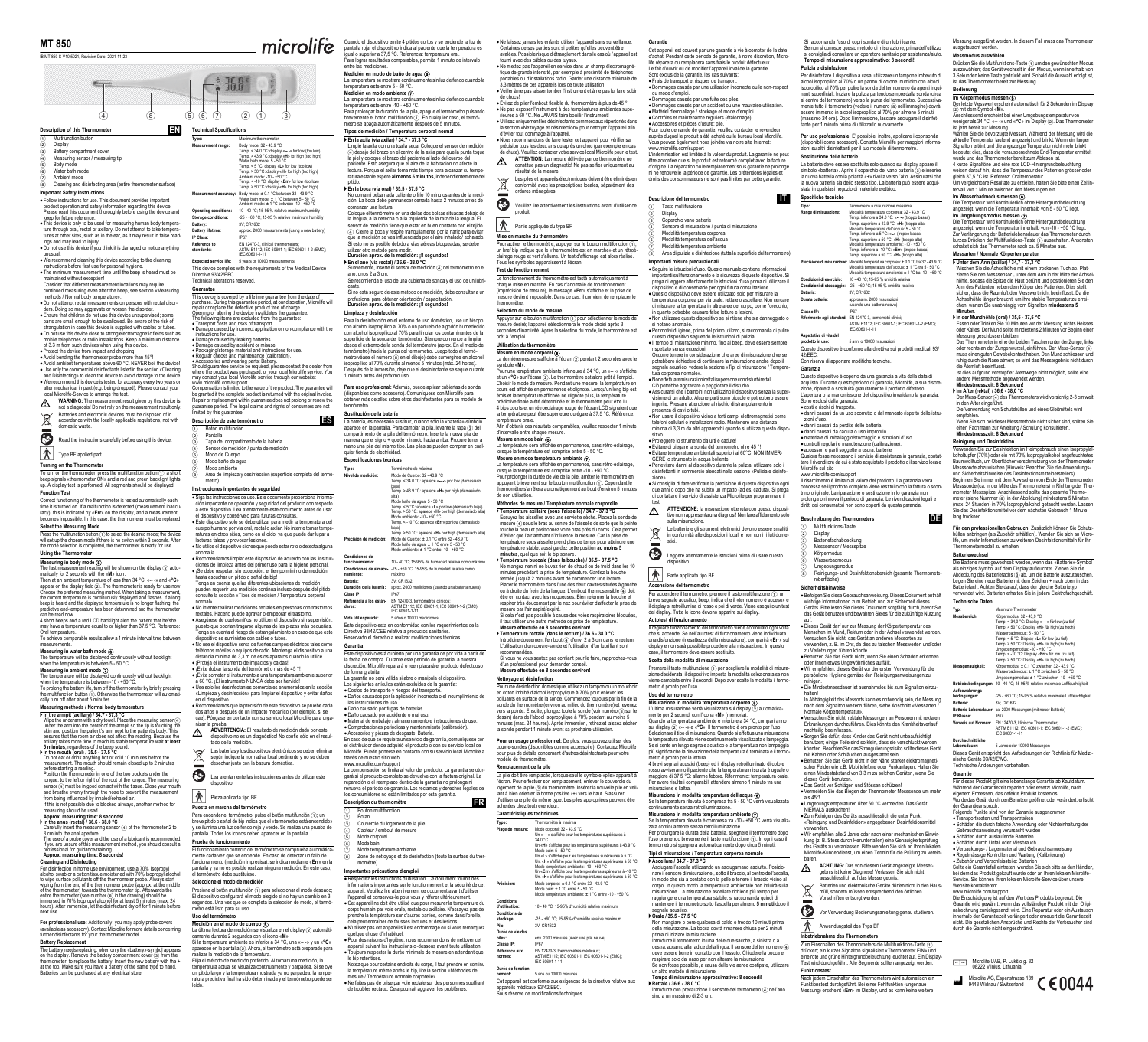# MT 850

IB MT 850 S-V10 50/21, Revision Date: 2021-11-23

microlife

## Description of this Thermometer

EN

1. Multifunction button
2. Display
3. Battery compartment cover
4. Measuring sensor / measuring tip
5. Body mode
6. Water bath mode
7. Ambient mode
8. Cleaning and disinfecting area (entire thermometer surface)

### Important Safety Instructions

- Follow instructions for use. This document provides important product operation and safety information regarding this device. Please read this document thoroughly before using the device and keep for future reference.
- This device is only to be used for measuring human body temperature through oral, rectal or axillary. Do not attempt to take temperatures at other sites, such as in the ear, as it may result in false readings and may lead to injury.
- Do not use this device if you think it is damaged or notice anything unusual.
- We recommend cleaning this device according to the cleaning instructions before first use for personal hygiene.
- The minimum measurement time until the beep is heard must be maintained without exception!
  Consider that different measurement locations may require continued measuring even after the beep, see section «Measuring methods / Normal body temperature».
- Do not attempt rectal measurements on persons with rectal disorders. Doing so may aggravate or worsen the disorder.
- Ensure that children do not use this device unsupervised; some parts are small enough to be swallowed. Be aware of the risk of strangulation in case this device is supplied with cables or tubes.
- Do not use this device close to strong electromagnetic fields such as mobile telephones or radio installations. Keep a minimum distance of 3.3 m from such devices when using this device.
- Protect the device from impact and dropping!
- Avoid bending the thermometer probe more than 45°!
- Avoid ambient temperatures above 60 °C. NEVER boil this device!
- Use only the commercial disinfectants listed in the section «Cleaning and Disinfecting» to clean the device to avoid damage to the device.
- We recommend this device is tested for accuracy every two years or after mechanical impact (e.g. being dropped). Please contact your local Microlife-Service to arrange the test.

**WARNING:** The measurement result given by this device is not a diagnosis! Do not rely on the measurement result only.

Batteries and electronic devices must be disposed of in accordance with the locally applicable regulations, not with domestic waste.

Read the instructions carefully before using this device.

Type BF applied part

### Turning on the Thermometer

To turn on the thermometer, press the multifunction button (1); a short beep signals «thermometer ON» and a red and green backlight lights up. A display test is performed. All segments should be displayed.

### Function Test

Correct functioning of the thermometer is tested automatically each time it is turned on. If a malfunction is detected (measurement inaccuracy), this is indicated by «Err» on the display, and a measurement becomes impossible. In this case, the thermometer must be replaced.

### Select the Measuring Mode

Press the multifunction button (1) to select the desired mode; the device will set up the chosen mode if there is no switch within 3 seconds. After the mode selection is completed, the thermometer is ready for use.

### Using the Thermometer

**Measuring in body mode (5)**

The last measurement reading will be shown on the display (2) automatically for 2 seconds with the «M» icon.

Then at an ambient temperature of less than 34 °C, «– –» and «°C» appear on the display field (2). The thermometer is ready for use now. Choose the preferred measuring method. When taking a measurement, the current temperature is continuously displayed and flashes. If a long beep is heard and the displayed temperature is no longer flashing, the predictive end-temperature has been determined and the thermometer can be read now.

4 short beeps and a red LCD backlight alert the patient that he/she may have a temperature equal to or higher than 37.5 °C. Reference: Oral temperature.

To achieve comparable results allow a 1 minute interval time between measurements.

**Measuring in water bath mode (6)**

The temperature will be displayed continuously without backlight when the temperature is between 5 - 50 °C.

**Measuring in ambient mode (7)**

The temperature will be displayed continuously without backlight when the temperature is between -10 - +50 °C.

To prolong the battery life, turn off the thermometer by briefly pressing the multifunction button (1). Otherwise the thermometer will automatically turn off after about 5 minutes.

### Measuring methods / Normal body temperature

**In the armpit (axillary) / 34.7 - 37.3 °C**

Wipe the underarm with a dry towel. Place the measuring sensor (4) under the arm into the center of the armpit so the tip is touching the skin and position the patient's arm next to the patient's body. This ensures that the room air does not affect the reading. Because the axillary takes more time to reach its stable temperature wait **at least 5 minutes**, regardless of the beep sound.

**In the mouth (oral) / 35.5 - 37.5 °C**

Do not eat or drink anything hot or cold 10 minutes before the measurement. The mouth should remain closed up to 2 minutes before starting a reading.

Position the thermometer in one of the two pockets under the tongue, to the left or right of the root of the tongue. The measuring sensor (4) must be in good contact with the tissue. Close your mouth and breathe evenly through the nose to prevent the measurement from being influenced by inhaled/exhaled air.

If this is not possible due to blocked airways, another method for measuring should be used.

**Approx. measuring time: 8 seconds!**

**In the anus (rectal) / 36.6 - 38.0 °C**

Carefully insert the measuring sensor (4) of the thermometer 2 to 3 cm into the anal aperture.

The use of a probe cover and the use of a lubricant is recommended. If you are unsure of this measurement method, you should consult a professional for guidance/training.

**Approx. measuring time: 8 seconds!**

### Cleaning and Disinfecting

For disinfection in home use environment, use a 70% isopropyl alcohol swab or a cotton tissue moistened with 70% isopropyl alcohol to wipe surface pollutants off the thermometer probe. Always start wiping from the end of the thermometer probe (approx. at the middle of the thermometer) towards the thermometer tip. Afterwards the entire thermometer (see number (8) in the drawing) should be immersed in 70% isopropyl alcohol for at least 5 minutes (max. 24 hours). After immersion, let the disinfectant dry off for 1 minute before next use.

**For professional use:** Additionally, you may apply probe covers (available as accessory). Contact Microlife for more details concerning further disinfectants for your thermometer model.

### Battery Replacement

The battery needs replacing, when only the «battery»-symbol appears on the display. Remove the battery compartment cover (3) from the thermometer, to replace the battery. Insert the new battery with the + at the top. Take sure you have a battery of the same type to hand. Batteries can be purchased at any electrical store.

### Technical Specifications

| | |
|---|---|
| Type: | Maximum thermometer |
| Measurement range: | Body mode: 32 - 43.9 °C<br>Temp. < 34.0 °C: display «– –» for low (too low)<br>Temp. > 43.9 °C: display «H» for high (too high)<br>Water bath mode: 5 - 50 °C<br>Temp. < 5 °C: display «L» for low (too low)<br>Temp. > 50 °C: display «H» for high (too high)<br>Ambient mode: -10 - +50 °C<br>Temp. < -10 °C: display «Err» for low (too low)<br>Temp. > 50 °C: display «H» for high (too high) |
| Measurement accuracy: | Body mode: ± 0.1 °C between 32 - 43.9 °C<br>Water bath mode: ± 1 °C between 5 - 50 °C<br>Ambient mode: ± 1 °C between -10 - +50 °C |
| Operating conditions: | 10 - 40 °C; 15-95 % relative maximum humidity |
| Storage conditions: | -25 - +60 °C; 15-95 % relative maximum humidity |
| Battery: | 3V, CR1632 |
| Battery lifetime: | approx. 2000 measurements (using a new battery) |
| IP Class: | IP67 |
| Reference to standards: | EN 12470-3, clinical thermometers;<br>ASTM E1112; IEC 60601-1; IEC 60601-1-2 (EMC);<br>IEC 60601-1-11 |
| Expected service life: | 5 years or 10000 measurements |

This device complies with the requirements of the Medical Device Directive 93/42/EEC.

Technical alterations reserved.

### Guarantee

This device is covered by a lifetime guarantee from the date of purchase. During this guarantee period, at our discretion, Microlife will repair or replace the defective product free of charge.

Opening or altering the device invalidates the guarantee.

The following items are excluded from the guarantee:

- Transport costs and risks of transport.
- Damage caused by incorrect application or non-compliance with the instructions for use.
- Damage caused by leaking batteries.
- Damage caused by accident or misuse.
- Packaging/storage material and instructions for use.
- Regular checks and maintenance (calibration).
- Accessories and wearing parts: Battery.

Should guarantee service be required, please contact the dealer from where the product was purchased, or your local Microlife service. You may contact your local Microlife service through our website: www.microlife.com/support

Compensation is limited to the value of the product. The guarantee will be granted if the complete product is returned with the original invoice. Repair or replacement within guarantee does not prolong or renew the guarantee period. The legal claims and rights of consumers are not limited by this guarantee.

## Descripción de este termómetro

ES

1. Botón multifunción
2. Pantalla
3. Tapa del compartimento de la batería
4. Sensor de medición / punta de medición
5. Modo de Cuerpo
6. Modo baño de agua
7. Modo ambiente
8. Área de limpieza y desinfección (superficie completa del termómetro)

### Instrucciones importantes de seguridad

- Siga las instrucciones de uso. Este documento proporciona información importante de operación y seguridad del producto con respecto a este dispositivo. Lea detenidamente este documento antes de usar el dispositivo y consérvelo para futuras consultas.
- Este dispositivo solo se debe usar para medir la temperatura del cuerpo humano por vía oral, rectal o axilar. No intente tomar temperaturas en otros sitios, como en el oído, ya que puede dar lugar a lecturas falsas y provocar lesiones.
- No utilice el dispositivo si cree que puede estar roto o detecta alguna anomalía.
- Recomendamos limpiar este dispositivo de acuerdo con las instrucciones de limpieza antes del primer uso para la higiene personal.
- ¡Se debe respetar, sin excepción, el tiempo mínimo de medición, hasta escuchar un pitido o señal de bip!
  Tenga en cuenta que las diferentes ubicaciones de medición pueden requerir una medición continua incluso después del pitido, consulte la sección «Tipos de medición / Temperatura corporal normal».
- No intente realizar mediciones rectales en personas con trastornos rectales. Hacerlo puede agravar o empeorar el trastorno.
- Asegúrese de que los niños no utilicen el dispositivo sin supervisión, puesto que podrían tragarse algunas de las piezas más pequeñas. Tenga en cuenta el riesgo de estrangulamiento en caso de que este dispositivo se suministre con cables o tubos.
- No use el dispositivo cerca de fuertes campos eléctricos tales como teléfonos móviles o equipos de radio. Mantenga el dispositivo a una distancia mínima de 3,3 m de estos aparatos cuando lo utilice.
- ¡Proteja el instrumento de impactos y caídas!
- ¡Evite doblar la sonda del termómetro más de 45 °!
- ¡Evite someter el instrumento a una temperatura ambiente superior a 60 °C. ¡El instrumento NUNCA debe ser hervido!
- Use solo los desinfectantes comerciales enumerados en la sección «Limpieza y desinfección» para limpiar el dispositivo y evitar daños en el dispositivo.
- Recomendamos que la precisión de este dispositivo se pruebe cada dos años o después de un impacto mecánico (por ejemplo, si se cae). Póngase en contacto con su servicio local Microlife para organizar la prueba.

**ADVERTENCIA:** El resultado de medición dado por este dispositivo no es un diagnóstico! No confíe sólo en el resultado de la medición.

Las baterías y los dispositivos electrónicos se deben eliminar según indique la normativa local pertinente y no se deben desechar junto con la basura doméstica.

Lea atentamente las instrucciones antes de utilizar este dispositivo.

Pieza aplicada tipo BF

### Puesta en marcha del termómetro

Para encender el termómetro, pulse el botón multifunción (1); un breve pitido señal de bip indica que el «termómetro está encendido» y se ilumina una luz de fondo roja y verde. Se realiza una prueba de pantalla. Todos los iconos deben aparecer en la pantalla.

### Prueba de funcionamiento

El funcionamiento correcto del termómetro se comprueba automáticamente cada vez que se enciende. En caso de detectar un fallo de funcionamiento (medición imprecisa), se indica mediante «Err» en la pantalla y ya no es posible realizar ninguna medición. En este caso, el termómetro debe sustituirse.

### Seleccione el modo de medición

Presione el botón multifunción (1) para seleccionar el modo deseado; El dispositivo configurará el modo elegido si no hay un cambio en 3 segundos. Una vez que se complete la selección de modo, el termómetro está listo para su uso.

### Uso del termómetro

**Medición en el modo de cuerpo (5)**

La última lectura de medición se visualiza en el display (2) automáticamente durante 2 segundos con el icono «M».

Si la temperatura ambiente es inferior a 34 °C, una «– –» y un «°C» aparecen en la pantalla (2). Ahora, el termómetro está preparado para realizar la medición de la temperatura.

Elija el método de medición preferido. Al tomar una medición, la temperatura actual se visualiza continuamente y parpadea. Si se oye un pitido largo y la temperatura mostrada ya no parpadea, la temperatura predictiva final ha sido determinada y el termómetro puede ser leído.

Cuando el dispositivo emite 4 pitidos cortos y se enciende la luz de pantalla roja, el dispositivo indica al paciente que la temperatura es igual o superior a 37,5 °C. Referencia: Temperatura oral.

Para lograr resultados comparables, permita 1 minuto de intervalo entre las mediciones.

**Medición en modo de baño de agua (6)**

La temperatura se mostrará continuamente sin luz de fondo cuando la temperatura este entre 5 - 50 °C.

**Medición en modo ambiente (7)**

La temperatura se mostrara continuamente sin luz de fondo cuando la temperatura esté entre -10 - +50 °C.

Para prolongar la duración de la pila, apague el termómetro pulsando brevemente el botón multifunción (1). En cualquier caso, el termómetro se apaga automáticamente después de 5 minutos.

### Tipos de medición / Temperatura corporal normal

**En la axila (vía axilar) / 34.7 - 37.3 °C**

Limpie la axila con una toalla seca. Coloque el sensor de medición (4) debajo del brazo en el centro de la axila para que la punta toque la piel y coloque el brazo del paciente al lado del cuerpo del paciente. Esto asegura que el aire de la habitación no afecte la lectura. Porque el axilar toma más tiempo para alcanzar su temperatura estable espere **al menos 5 minutos**, independientemente del pitido.

**En la boca (vía oral) / 35.5 - 37.5 °C**

No coma ni beba nada caliente o frío 10 minutos antes de la medición. La boca debe permanecer cerrada hasta 2 minutos antes de comenzar una lectura.

Coloque el termómetro en una de las dos bolsas situadas debajo de la lengua, a la derecha o a la izquierda de la raíz de la lengua. El sensor de medición tiene que estar en buen contacto con el tejido (4). Cierre la boca y respire tranquilamente por la nariz para evitar que la medición se vea influenciada por el aire inhalado/ exhalado.

Si esto no es posible debido a vías aéreas bloqueadas, se debe utilizar otro método para medir.

**Duración aprox. de la medición: ¡8 segundos!**

**En el ano (vía rectal) / 36.6 - 38.0 °C**

Suavemente, inserte el sensor de medición (4) del termómetro en el ano, unos 2 a 3 cm.

Se recomienda el uso de una cubierta de sonda y el uso de un lubricante.

Si no esta seguro de este método de medición, debe consultar a un profesional para obtener orientación / capacitación.

**Duración aprox. de la medición: ¡8 segundos!**

### Limpieza y desinfección

Para la desinfección en el entorno de uso doméstico, use un hisopo con alcohol isopropílico al 70% o un pañuelo de algodón humedecido con alcohol isopropílico al 70% para limpiar los contaminantes de la superficie de la sonda del termómetro. Siempre comience a limpiar desde el extremo de la sonda del termómetro (aprox. En el medio del termómetro) hacia la punta del termómetro. Luego todo el termómetro(véase el número (8) en el dibujo) debe sumergirse en alcohol isopropílico al 70% durante al menos 5 minutos (máx. 24 horas). Después de la inmersión, deje que el desinfectante se seque durante 1 minuto antes del próximo uso.

**Para uso profesional:** Además, puede aplicar cubiertas de sonda (disponibles como accesorio). Comuníquese con Microlife para obtener más detalles sobre otros desinfectantes para su modelo de termómetro.

### Sustitución de la batería

La batería, es necesario sustituir, cuando sólo la «baterías»-símbolo aparece en la pantalla. Para cambiar la pila, levante la tapa (3) del compartimento de la pila del termómetro. Inserte la nueva pila de manera que el signo + quede mirando hacia arriba. Procure tener a mano una pila del mismo tipo. Las pilas se pueden comprar en cualquier tienda de electricidad.

### Especificaciones técnicas

| | |
|---|---|
| Tipo: | Termómetro de máxima |
| Nivel de medición: | Modo de Cuerpo: 32 - 43,9 °C<br>Temp. < 34,0 °C: aparece «– –» por low (demasiado baja)<br>Temp. > 43,9 °C: aparece «H» por high (demasiado alta)<br>Modo baño de agua: 5 - 50 °C<br>Temp. < 5 °C: aparece «L» por low (demasiado baja)<br>Temp. > 50 °C: aparece «H» por high (demasiado alta)<br>Modo ambiente: -10 - +50 °C<br>Temp. < -10 °C: aparece «Err» por low (demasiado baja)<br>Temp. > 50 °C: aparece «H» por high (demasiado alta) |
| Precisión de medición: | Modo de Cuerpo: ± 0,1 °C entre 32 - 43,9 °C<br>Modo baño de agua: ± 1 °C entre 5 - 50 °C<br>Modo ambiente: ± 1 °C entre -10 - +50 °C |
| Condiciones de funcionamiento: | 10 - 40 °C; 15-95% de humedad relativa como máximo |
| Condiciones de almacenamiento: | -25 - +60 °C; 15-95 % de humedad relativa como máximo |
| Batería: | 3V, CR1632 |
| Duración de la batería: | aprox. 2000 mediciones (usando una batería nueva) |
| Clase IP: | IP67 |
| Referencia a los estándares: | EN 12470-3, termómetros clínicos;<br>ASTM E1112; IEC 60601-1; IEC 60601-1-2 (EMC);<br>IEC 60601-1-11 |
| Vida útil esperada: | 5 años o 10000 mediciones |

Este dispositivo esta en conformidad con los requerimientos de la Directiva 93/42/CEE relativa a productos sanitarios.

Reservado el derecho a realizar modificaciones técnicas.

### Garantía

Este dispositivo está cubierto por una garantía de por vida a partir de la fecha de compra. Durante este periodo de garantía, a nuestra discreción, Microlife reparará o reemplazará el producto defectuoso de forma gratuita.

La garantía no será válida si abre o manipula el dispositivo.

Los siguientes artículos están excluidos de la garantía:

- Costes de transporte y riesgos del transporte.
- Daños causados por la aplicación incorrecta o el incumplimiento de las instrucciones de uso.
- Daños causados por fugas de baterías.
- Daño causado por accidente o mal uso.
- Material de embalaje / almacenamiento e instrucciones de uso.
- Comprobaciones periódicas y mantenimiento (calibración).
- Accesorios y piezas de desgaste: Batería.

En caso de que se requiera un servicio de garantía, comuníquese con el distribuidor donde adquirió el producto o con su servicio local de Microlife. Puede ponerse en contacto con su servicio local Microlife a través de nuestro sitio web:

www.microlife.com/support

La compensación se limita al valor del producto. La garantía se otorgará si el producto completo se devuelve con la factura original. La reparación o el reemplazo dentro de la garantía no prolonga ni renueva el período de garantía. Los reclamos y derechos legales de los consumidores no están limitados por esta garantía.

## Description du thermomètre

FR

1. Bouton multifonction
2. Écran
3. Couvercle du logement de la pile
4. Capteur / embout de mesure
5. Mode corporel
6. Mode bain
7. Mode température ambiante
8. Zone de nettoyage et de désinfection (toute la surface du thermomètre)

### Importantes précautions d'emploi

- Respectez les instructions d'utilisation. Ce document fournit des informations importantes sur le fonctionnement et la sécurité de cet appareil. Veuillez lire attentivement ce document avant d'utiliser l'appareil et conservez-le pour vous y référer ultérieurement.
- Cet appareil ne doit être utilisé que pour mesurer la température du corps humain par voie orale, rectale ou axillaire. N'essayez pas de prendre la température sur d'autres parties, comme dans l'oreille, cela peut entraîner de fausses lectures et des lésions.
- N'utilisez pas cet appareil s'il est endommagé ou si vous remarquez quelque chose d'inhabituel.
- Pour des raisons d'hygiène, nous recommandons de nettoyer cet appareil suivant les instructions ci-dessous avant toute utilisation.
- Toujours respecter la durée minimale de mesure en attendant que le bip retentisse.
  Notez que pour certains endroits du corps, il faut prendre en continu la température même après le bip, lire la section «Méthodes de mesure / Température normale corporelle».
- Ne faites pas de prise par voie rectale sur des personnes souffrant de troubles rectaux. Cela pourrait aggraver les problèmes.
- Ne laissez jamais les enfants utiliser l'appareil sans surveillance. Certaines des ses parties sont si petites qu'elles peuvent être avalées. Possible risque d'étranglement dans le cas où l'appareil est fourni avec des câbles ou des tuyaux.
- Ne mettez pas l'appareil en service dans un champ électromagnétique de grande intensité, par exemple à proximité de téléphones portables ou d'installations radio. Garder une distance minimale de 3,3 mètres de ces appareils lors de toute utilisation.
- Veiller à ne pas laisser tomber l'instrument et à ne pas lui faire subir de chocs!
- Évitez de plier l'embout flexible du thermomètre à plus de 45 °!
- Ne pas exposer l'instrument à des températures ambiantes supérieures à 60 °C. Ne JAMAIS faire bouillir l'instrument!
- Utilisez uniquement les désinfectants commerciaux répertoriés dans la section «Nettoyage et désinfection» pour nettoyer l'appareil afin d'éviter tout dommage à l'appareil.
- Nous recommandons de faire tester cet appareil pour vérifier sa précision tous les deux ans ou après un choc (par exemple en cas de chute). Veuillez contacter votre service Microlife pour le test.

**ATTENTION:** Le résultat de mesure délivré par ce thermomètre ne constitue pas un diagnostic! Ne pas se fier uniquement au résultat de la mesure.

Les piles et appareils électroniques doivent être éliminés en conformité avec les prescriptions locales, séparément des ordures ménagères.

Veuillez lire attentivement les instructions avant d'utiliser ce produit.

Partie appliquée du type BF

### Mise en marche du thermomètre

Pour activer le thermomètre, appuyer sur le bouton multifonction (1); un bref bip indique que le «thermomètre est en marche» et un rétroéclairage rouge et vert s'allume. Un test d'affichage est alors réalisé. Tous les symboles apparaissent à l'écran.

### Test de fonctionnement

Le fonctionnement du thermomètre est testé automatiquement à chaque mise en marche. En cas d'anomalie de fonctionnement (imprécision de mesure), le message «Err» s'affiche et la prise de mesure devient impossible. Dans ce cas, il convient de remplacer le thermomètre.

### Sélection du mode de mesure

Appuyer sur le bouton multifonction (1) pour sélectionner le mode de mesure désiré; l'appareil sélectionnera le mode choisi après 3 secondes d'inactivité. Après la sélection du mode, le thermomètre est prêt à l'emploi.

### Utilisation du thermomètre

**Mesure en mode corporel (5)**

La dernière mesure s'affiche à l'écran (2) pendant 2 secondes avec le symbole «M».

Pour une température ambiante inférieure à 34 °C, un «– –» s'affiche et un «°C» sur l'écran (2). Le thermomètre est alors prêt à l'emploi. Choisir le mode de mesure. Pendant une mesure, la température en cours est affichée en permanence et clignote. Lorsqu'un long bip est émis et que la température affichée ne clignote plus, la température prédictive finale a été déterminée et le thermomètre peut être lu.

4 bips courts et un rétroéclairage rouge de l'écran LCD signalent que le patient peut avoir une température égale à 37,5 °C. Référence: température orale.

Afin d'obtenir des résultats comparables, veuillez respecter 1 minute d'intervalle entre chaque mesure.

**Mesure en mode bain (6)**

La température est affichée en permanence, sans rétro-éclairage, lorsque la température est comprise entre 5 - 50 °C.

**Mesure en mode température ambiante (7)**

La température sera affichée en permanence, sans rétro-éclairage, lorsque la température est comprise entre -10 - +50 °C.

Pour prolonger la durée de vie de la pile, arrêter le thermomètre en appuyant brièvement sur le bouton multifonction (1). Cependant le thermomètre s'arrête automatiquement au bout d'environ 5 minutes de non utilisation.

### Méthodes de mesure / Température normale corporelle

**Température axillaire (sous l'aisselle) / 34.7 - 37.3 °C**

Essuyez les aisselles avec une serviette sèche. Placez la sonde de mesure (4) sous le bras au centre de l'aisselle de sorte que la pointe touche la peau et positionnez votre bras près du corps. Cela permet d'éviter que l'air ambiant n'influence la mesure. Car la mesure axillaire prend plus de temps pour atteindre une valeur stable, attendre **au moins 5 minutes**, quel que soit le bip sonore.

**Température buccale (dans la bouche) / 35.5 - 37.5 °C**

Ne manger rien ni ne buvez rien de chaud ou de froid dans les 10 minutes précédant la prise de température. Gardez la bouche fermée jusqu'à 2 minutes avant de commencer une lecture.

Placer le thermomètre dans l'une des deux cavités situées à gauche ou à droite du frein de la langue. L'embout thermosensible (4) doit être en contact avec les muqueuses. Bien refermer la bouche et respirer très doucement par le nez pour éviter d'affecter la prise de mesure par l'air aspiré/expiré.

Si cela n'est pas possible à cause des voies respiratoires bloquées, il faut utiliser une autre méthode de prise de température.

**Mesure effectuée en 8 secondes environ!**

**Température rectale (dans le rectum) / 36.6 - 38.0 °C**

Introduire doucement l'embout (4) d'env. 2 à 3 cm dans le rectum. L'utilisation d'un couvre-sonde et l'utilisation d'un lubrifiant sont recommandées.

Si vous ne vous sentez pas confiant pour le faire, rapprochez-vous d'un professionnel pour demander conseil.

**Mesure effectuée en 8 secondes environ!**

### Nettoyage et désinfection

Pour une désinfection domestique, utilisez un tampon ou un mouchoir en coton imbibé d'alcool isopropylique à 70% pour enlever les polluants en surface de la sonde. Commencez toujours par la fin de la sonde du thermomètre (environ au milieu du thermomètre) et remontez vers la pointe. Ensuite, plongez toute la sonde (voir numéro (8) sur le dessin) dans de l'alcool isopropylique à 70% pendant au moins 5 minutes (max. 24 heures). Après immersion, retirez et laissez sécher la sonde pendant 1 minute avant sa prochaine utilisation.

**Pour un usage professionnel:** De plus, vous pouvez utiliser des couvre-sondes (disponibles comme accessoire). Contactez Microlife pour plus de détails concernant d'autres désinfectants pour votre modèle de thermomètre.

### Remplacement de la pile

La pile doit être remplacée, lorsque seul le symbole «pile» apparaît à l'écran. Pour effectuer son remplacement, enlever le couvercle du logement de la pile (3) du thermomètre. Insérer la nouvelle pile en veillant à bien orienter la borne positive (+) vers le haut. S'assurer d'utiliser une pile du même type. Les piles appropriées peuvent être achetées chez tout revendeur.

### Caractéristiques techniques

| | |
|---|---|
| Type: | Thermomètre à maxima |
| Plage de mesure: | Mode corporel: 32 - 43,9 °C<br>Un «– –» s'affiche pour les températures supérieures à 34,0 °C<br>Un «H» s'affiche pour les températures supérieures à 43,9 °C<br>Mode bain: 5 - 50 °C<br>Un «L» s'affiche pour les températures supérieures à 5 °C<br>Un «H» s'affiche pour les températures supérieures à 50 °C<br>Mode température ambiante: -10 - +50 °C<br>Un «Err» s'affiche pour les températures supérieures à -10 °C<br>Un «H» s'affiche pour les températures supérieures à 50 °C |
| Précision: | Mode corporel: ± 0,1 °C entre 32 - 43,9 °C<br>Mode bain: ± 1 °C entre 5 - 50 °C<br>Mode température ambiante: ± 1 °C entre -10 - +50 °C |
| Conditions d'utilisation: | 10 - 40 °C; 15-95% d'humidité relative maximum |
| Conditions de stockage: | -25 - +60 °C; 15-95 % d'humidité relative maximum |
| Pile: | 3V, CR1632 |
| Durée de vie des piles: | env. 2000 mesures (avec une pile neuve) |
| Classe IP: | IP67 |
| Référence aux normes: | EN 12470-3, thermomètres médicaux;<br>ASTM E1112; IEC 60601-1; IEC 60601-1-2 (EMC);<br>IEC 60601-1-11 |
| Durée de fonctionnement: | 5 ans ou 10000 mesures |

Cet appareil est conforme aux exigences de la directive relative aux appareils médicaux 93/42/EEC.

Sous réserve de modifications techniques.

### Garantie

Cet appareil est couvert par une garantie à vie à compter de la date d'achat. Pendant cette période de garantie, à notre discrétion, Microlife réparera ou remplacera sans frais le produit défectueux.

Le fait d'ouvrir ou de modifier l'appareil invalide la garantie.

Sont exclus de la garantie, les cas suivants:

- Frais de transport et risques de transport.
- Dommages causés par une utilisation incorrecte ou le non-respect du mode d'emploi.
- Dommages causés par une fuite des piles.
- Dommages causés par un accident ou une mauvaise utilisation.
- Matériel d'emballage / stockage et mode d'emploi.
- Contrôles et maintenance réguliers (étalonnage).
- Accessoires et pièces d'usure: pile.

Pour toute demande de garantie, veuillez contacter le revendeur auprès duquel le produit a été acheté ou le bureau local Microlife. Vous pouvez également nous joindre via notre site Internet: www.microlife.com/support

L'indemnisation est limitée à la valeur du produit. La garantie ne peut être accordée que si le produit est retourné complet avec la facture d'origine. La réparation ou le remplacement sous garantie ne prolonge ni ne renouvelle la période de garantie. Les prétentions légales et droits des consommateurs ne sont pas limités par cette garantie.

## Descrizione del termometro

IT

1. Tasto multifunzione
2. Display
3. Coperchio vano batterie
4. Sensore di misurazione / punta di misurazione
5. Modalità temperatura corporea
6. Modalità temperatura dell'acqua
7. Modalità temperatura ambiente
8. Area di pulizia e disinfezione (tutta la superficie del termometro)

### Importanti misure precauzionali

- Seguire le istruzioni d'uso. Questo manuale contiene informazioni importanti sul funzionamento e la sicurezza di questo dispositivo. Si prega di leggere attentamente le istruzioni d'uso prima di utilizzare il dispositivo e di conservarle per ogni futura consultazione.
- Questo dispositivo deve essere utilizzato solo per misurare la temperatura corporea per via orale, rettale o ascellare. Non cercare di misurare la temperatura in altre sedi del corpo, come l'orecchio, in quanto potrebbe causare false letture e lesioni.
- Non utilizzare questo dispositivo se si ritiene che sia danneggiato o si notano anomalie.
- Per motivi d'igiene, prima del primo utilizzo, si raccomanda di pulire questo dispositivo seguendo le istruzioni di pulizia.
- Il tempo di misurazione minimo, fino al beep, deve essere sempre rispettato senza eccezioni!
  Occorre tenere in considerazione che aree di misurazione diverse potrebbero richiedere di continuare la misurazione anche dopo il segnale acustico, vedere la sezione «Tipi di misurazione / Temperatura corporea normale».
- Non effettuare misurazioni rettali su persone con disturbi rettali. Ciò potrebbe aggravare o peggiorare il disturbo.
- Assicurarsi che i bambini non utilizzino il dispositivo senza la supervisione di un adulto. Alcune parti sono piccole e potrebbero essere ingoiate. Prestare attenzione al rischio di strangolamento in presenza di cavi o tubi.
- Non usare il dispositivo vicino a forti campi elettromagnetici come telefoni cellulari o installazioni radio. Mantenere una distanza minima di 3,3 m da altri apparecchi quando si utilizza questo dispositivo.
- Proteggere lo strumento da urti e cadute!
- Evitare di piegare la sonda del termometro oltre 45 °!
- Evitare temperature ambientali superiori ai 60°C. NON IMMERGERE lo strumento in acqua bollente!
- Per evitare danni al dispositivo durante la pulizia, utilizzare solo i disinfettanti in commercio elencati nella sezione «Pulizia e disinfezione».
- Si consiglia di fare verificare la precisione di questo dispositivo ogni due anni o dopo che ha subito un impatto (ad es. caduta). Si prega di contattare il servizio di assistenza Microlife per programmare il test.

**ATTENZIONE:** la misurazione ottenuta con questo dispositivo non rappresenta una diagnosi! Non fare affidamento solo sulla misurazione.

Le batterie e gli strumenti elettronici devono essere smaltiti in conformità alle disposizioni locali e non con i rifiuti domestici.

Leggere attentamente le istruzioni prima di usare questo dispositivo.

Parte applicata tipo BF

### Accensione del termometro

Per accendere il termometro, premere il tasto multifunzione (1); un breve segnale acustico, beep, indica che il «termometro è acceso» e il display si retroillumina di rosso e poi di verde. Viene eseguito un test del display. Tutte le icone devono apparire sul display.

### Autotest di funzionamento

Il regolare funzionamento del termometro viene controllato ogni volta che si accende. Se nell'autotest di funzionamento viene individuata una disfunzione (inesattezza della misurazione), comparirà «Err» sul display e non sarà possibile procedere alla misurazione. In questo caso, il termometro deve essere sostituito.

### Scelta della modalità di misurazione

Premere il tasto multifunzione (1) per scegliere la modalità di misurazione desiderata; il dispositivo imposta la modalità selezionata se non viene cambiata entro 3 secondi. Dopo aver scelto la modalità il termometro è pronto per l'uso.

### Uso del termometro

**Misurazione in modalità temperatura corporea (5)**

L'ultima misurazione verrà visualizzata sul display (2) automaticamente per 2 secondi con l'icona «M» (memoria).

Quando la temperatura ambiente è inferiore a 34 °C, compariranno sul display (2) una «– –» e una «°C». Il termometro è ora pronto per l'uso. Selezionare il tipo di misurazione. Quando si effettua una misurazione la temperatura rilevata viene continuamente visualizzata e lampeggia. Se si sente un lungo segnale acustico e la temperatura non lampeggia più significa che la rilevazione della temperatura è terminata e il termometro è pronto per la lettura.

4 brevi segnali acustici (beep) ed il display retroilluminato di colore rosso avvisano il paziente che la temperatura misurata è uguale o maggiore di 37,5 °C: allarme febbre. Riferimento: temperatura orale.

Per avere risultati comparabili attendere almeno 1 minuto tra una misurazione e l'altra.

**Misurazione in modalità temperatura dell'acqua (6)**

Se la temperatura rilevata è compresa tra 5 - 50 °C verrà visualizzata continuamente senza retroilluminazione.

**Misurazione in modalità temperatura ambiente (7)**

Se la temperatura rilevata è compresa tra -10 - +50 °C verrà visualizzata continuamente senza retroilluminazione.

Per prolungare la durata della batteria, spegnere il termometro dopo l'uso premendo brevemente il tasto multifunzione (1). In ogni caso il termometro si spegnerà automaticamente dopo 5 minuti.

### Tipi di misurazione / Temperatura corporea normale

**Ascellare / 34.7 - 37.3 °C**

Asciugare l'ascella utilizzando un asciugamano asciutto. Posizionare il sensore di misurazione (4) sotto il braccio, al centro dell'ascella, in modo che sia a contatto con la pelle e tenere il braccio vicino al corpo. In questo modo la temperatura ambientale non influirà sulla misurazione. La misurazione ascellare richiede più tempo per raggiungere una temperatura stabile; si raccomanda quindi di mantenere il termometro sotto l'ascella per almeno **5 minuti** dopo il segnale acustico.

**Orale / 35.5 - 37.5 °C**

Non mangiare o bere qualcosa di caldo o freddo 10 minuti prima della misurazione. La bocca dovrà rimanere chiusa per 2 minuti prima di iniziare la misurazione.

Introdurre il termometro in una delle due sacche, a sinistra o a destra, accanto alla radice della lingua. Il sensore del termometro (4) deve essere bene in contatto con i tessuti. Chiudere la bocca e respirare solo dal naso per non alterare la misurazione.

Se non fosse possibile, a causa delle vie aeree ostruite, utilizzare un altro metodo di misurazione.

**Tempo di misurazione approssimativo: 8 secondi!**

**Rettale / 36.6 - 38.0 °C**

Introdurre con precauzione il sensore del termometro (4) nell'ano sino a un massimo di 2-3 cm.

Si raccomanda l'uso di copri sonda e di un lubrificante.

Se non si conosce questo metodo di misurazione, prima dell'utilizzo si consiglia di consultare un operatore sanitario per assistenza/aiuto.

**Tempo di misurazione approssimativo: 8 secondi!**

### Pulizia e disinfezione

Per disinfettare il dispositivo a casa, utilizzare un tampone imbevuto di alcool isopropilico al 70% o un panno di cotone inumidito con alcool isopropilico al 70% per pulire la sonda del termometro da agenti inquinanti superficiali. Iniziare la pulizia partendo sempre dalla sonda (circa al centro del termometro) verso la punta del termometro. Successivamente tutto il termometro (vedere il numero (8) nell'immagine) dovrà essere immerso in alcool isopropilico al 70% per almeno 5 minuti (massimo 24 ore). Dopo l'immersione, lasciare asciugare il disinfettante per 1 minuto prima di utilizzarlo nuovamente.

**Per uso professionale:** E' possibile, inoltre, applicare i copri sonda (disponibili come accessori). Contatta Microlife per maggiori informazioni su altri disinfettanti per il tuo modello di termometro.

### Sostituzione delle batterie

La batteria deve essere sostituita solo quando sul display appare il simbolo «batteria». Aprire il coperchio del vano batteria (3) e inserire la nuova batteria con la polarità «+» rivolta verso l'alto. Assicurarsi che la nuova batteria sia dello stesso tipo. La batteria può essere acquistata in qualsiasi negozio di materiale elettrico.

### Specifiche tecniche

| | |
|---|---|
| Tipo: | Termometro a misurazione massima |
| Range di misurazione: | Modalità temperatura corporea: 32 - 43,9 °C<br>Temp. inferiore a 34,0 °C: «– –» (troppo bassa)<br>Temp. superiore a 43,9 °C: «H» (troppo alta)<br>Modalità temperatura dell'acqua: 5 - 50 °C<br>Temp. inferiore a 5 °C: «L» (troppo bassa)<br>Temp. superiore a 50 °C: «H» (troppo alta)<br>Modalità temperatura ambiente: -10 - +50 °C<br>Temp. inferiore a -10 °C: «Err» (troppo bassa)<br>Temp. superiore 50 °C: «H» (troppo alta) |
| Precisione di misurazione: | Modalità temperatura corporea: ± 0,1 °C tra 32 - 43,9 °C<br>Modalità temperatura dell'acqua: ± 1 °C tra 5 - 50 °C<br>Modalità temperatura ambiente: ± 1 °C tra -10 - +50 °C |
| Condizioni di esercizio: | 10 - 40 °C; 15-95 % umidità relativa |
| Condizioni di stoccaggio: | -25 - +60 °C; 15-95 % umidità relativa |
| Batteria: | 3V, CR1632 |
| Durata batteria: | approssim. 2000 misurazioni (usando una batteria nuova) |
| Classe IP: | IP67 |
| Riferimento agli standard: | EN 12470-3, termometri clinici;<br>ASTM E1112; IEC 60601-1; IEC 60601-1-2 (EMC);<br>IEC 60601-1-11 |
| Aspettativa di vita del prodotto in uso: | 5 anni o 10000 misurazioni |

Questo dispositivo è conforme alla direttiva sui prodotti medicali 93/42/EEC.

Con riserva di apportare modifiche tecniche.

### Garanzia

Questo dispositivo è coperto da una garanzia a vita dalla data di acquisto. Durante questo periodo di garanzia, Microlife, a sua discrezione, riparerà o sostituirà gratuitamente il prodotto difettoso.

L'apertura o la manomissione del dispositivo invalidano la garanzia.

Sono esclusi dalla garanzia:

- costi e rischi di trasporto.
- danni causati da un uso scorretto o dal mancato rispetto delle istruzioni d'uso.
- danni causati da perdite delle batterie.
- danni causati da cadute o uso improprio.
- materiale di imballaggio/stoccaggio e istruzioni d'uso.
- controlli regolari e manutenzione (calibrazione).
- accessori e parti soggette a usura: batterie.

Qualora fosse necessario il servizio di assistenza in garanzia, contattare il rivenditore da cui è stato acquistato il prodotto o il servizio locale Microlife. È possibile contattare il servizio locale Microlife tramite il sito web:

www.microlife.com/support

Il risarcimento è limitato al valore del prodotto. La garanzia verrà concessa se il prodotto completo viene restituito con la fattura o scontrino originale. La riparazione o sostituzione in garanzia non prolunga o rinnova il periodo di garanzia. Le rivendicazioni legali e i diritti dei consumatori non sono coperti da questa garanzia.

## Beschreibung des Thermometers

DE

1. Multifunktions-Taste
2. Display
3. Batteriefachabdeckung
4. Messsensor / Messspitze
5. Körpermodus
6. Wasserbadmodus
7. Umgebungsmodus
8. Reinigungs- und Desinfektionsbereich (gesamte Thermometer-oberfläche)

### Sicherheitshinweise

- Befolgen Sie diese Gebrauchsanweisung. Dieses Dokument enthält wichtige Informationen zum Betrieb und zur Sicherheit dieses Geräts. Bitte lesen Sie dieses Dokument sorgfältig durch, bevor Sie das Gerät benutzen und bewahren Sie es für die zukünftige Nutzung auf.
- Dieses Gerät darf nur zur Messung der Körpertemperatur des Menschen im Mund, Rektum oder in der Achsel verwendet werden. Versuchen Sie nicht, das Gerät an anderen Messorten zu verwenden, z. B. im Ohr, da dies zu falschen Messwerten und/oder zu Verletzungen führen könnte.
- Benutzen Sie das Gerät nicht, wenn Sie einen Schaden erkennen oder Ihnen etwas Ungewöhnliches auffällt.
- Wir empfehlen, dieses Gerät vor der ersten Verwendung für die persönliche Hygiene gemäss den Reinigungsanweisungen zu reinigen.
- Die Mindestmessdauer ist ausnahmslos bis zum Signalton einzuhalten!
  In Abhängigkeit des Messorts kann es notwendig sein, die Messung nach dem Signalton weiterzuführen, siehe Abschnitt «Messarten / Normale Körpertemperatur».
- Versuchen Sie nicht, rektale Messungen an Personen mit rektalen Erkrankungen durchzuführen. Dies könnte die Krankheit verschlimmern.
- Stellen Sie sicher, dass Kinder das Gerät nicht unbeaufsichtigt benutzen; einige Teile sind so klein, dass sie verschluckt werden könnten. Beachten Sie das Strangulierungsrisiko sollte dieses Gerät mit Kabeln oder Schläuchen ausgestattet sein.
- Benutzen Sie das Gerät nicht in der Nähe starker elektromagnetischer Felder wie z.B. Mobiltelefone oder Funkanlagen. Halten Sie einen Mindestabstand von 3,3 m zu solchen Geräten, wenn Sie dieses Gerät benutzen.
- Das Gerät vor Schlägen und Stössen schützen!
- Vermeiden Sie das Biegen der Thermometer Messsonde um mehr als 45°!
- Umgebungstemperaturen über 60 °C vermeiden. Das Gerät NIEMALS auskochen!
- Zum Reinigen des Geräts ausschliesslich die unter Punkt «Reinigung und Desinfektion» angegebenen Desinfektionsmittel verwenden.
- Wir empfehlen alle 2 Jahre oder nach einer mechanischen Einwirkung (z. B. Stoss durch Herunterfallen) eine Genauigkeitsprüfung des Geräts zu veranlassen. Bitte wenden Sie sich an Ihren lokalen Microlife-Kundendienst, um einen Termin für die Prüfung zu vereinbaren.

**ACHTUNG:** Das von diesem Gerät angezeigte Messergebnis ist keine Diagnose! Verlassen Sie sich nicht ausschliesslich auf das Messergebnis.

Batterien und elektronische Geräte dürfen nicht in den Hausmüll, sondern müssen entsprechend den örtlichen Vorschriften entsorgt werden.

Vor Verwendung Bedienungsanleitung genau studieren.

Anwendungsteil des Typs BF

### Inbetriebnahme des Thermometers

Zum Einschalten des Thermometers die Multifunktions-Taste (1) drücken; ein kurzer Signalton signalisiert «Thermometer EIN» und eine rote und grüne Hintergrundbeleuchtung leuchtet auf. Ein Displaytest wird durchgeführt. Alle Segmente sollten angezeigt werden.

### Funktionstest

Nach jedem Einschalten des Thermometers wird automatisch ein Funktionstest durchgeführt. Bei einer Fehlfunktion (ungenaue Messung) erscheint «Err» im Display, und es kann keine weitere Messung ausgeführt werden. In diesem Fall muss das Thermometer ausgetauscht werden.

### Messmodus auswählen

Drücken Sie die Multifunktions-Taste (1) um den gewünschten Modus auszuwählen; das Gerät wechselt in den Modus, wenn innerhalb von 3 Sekunden keine Taste gedrückt wird. Sobald die Auswahl erfolgt ist, ist das Thermometer bereit zur Messung.

### Bedienung

**Im Körpermodus messen (5)**

Der letzte Messwert erscheint automatisch für 2 Sekunden im Display (2) mit dem Symbol «M».

Anschliessend erscheint bei einer Umgebungstemperatur von weniger als 34 °C, ein «– –» und «°C» im Display (2). Das Thermometer ist jetzt bereit zur Messung.

Wählen Sie die bevorzugte Messart. Während der Messung wird die aktuelle Temperatur laufend angezeigt und blinkt. Wenn ein langer Signalton ertönt und die angezeigte Temperatur nicht mehr blinkt bedeutet dies, dass die voraussehbare End-Temperatur ermittelt wurde und das Thermometer bereit zum Ablesen ist.

4 kurze Signaltöne und eine rote LCD-Hintergrundbeleuchtung weisen darauf hin, dass die Temperatur des Patienten grösser oder gleich 37,5 °C ist. Referenz: Oraltemperatur.

Um vergleichbare Resultate zu erzielen, halten Sie bitte eine Zeitintervall von 1 Minute zwischen den Messungen ein.

**Im Wasserbadmodus messen (6)**

Die Temperatur wird kontinuierlich ohne Hintergrundbeleuchtung angezeigt, wenn die Temperatur innerhalb von 5 - 50 °C liegt.

**Im Umgebungsmodus messen (7)**

Die Temperatur wird kontinuierlich ohne Hintergrundbeleuchtung angezeigt, wenn die Temperatur innerhalb von -10 - +50 °C liegt.

Zur Verlängerung der Batterielebensdauer das Thermometer durch kurzes Drücken der Multifunktions-Taste (1) ausschalten. Ansonsten schaltet sich das Thermometer nach ca. 5 Minuten aus.

### Messarten / Normale Körpertemperatur

**Unter dem Arm (axillar) / 34.7 - 37.3 °C**

Wischen Sie die Achselhöhle mit einem trockenen Tuch ab. Platzieren Sie den Messsensor (4) unter dem Arm in der Mitte der Achselhöhle, sodass die Spitze die Haut berührt und positionieren Sie den Arm des Patienten neben dem Körper des Patienten. Dies stellt sicher, dass die Raumluft den Messwert nicht beeinflusst. Da die Achselhöhle länger braucht, um ihre stabile Temperatur zu erreichen, warten Sie unabhängig vom Signalton **mindestens 5 Minuten.**

**In der Mundhöhle (oral) / 35.5 - 37.5 °C**

Essen oder Trinken Sie 10 Minuten vor der Messung nichts Heisses oder Kaltes. Der Mund sollte mindestens 2 Minuten vor Beginn einer Messung geschlossen bleiben.

Das Thermometer in eine der beiden Taschen unter der Zunge, links oder rechts an der Zungenwurzel, einführen. Der Mess-Sensor (4) muss einen guten Gewebekontakt haben. Den Mund schliessen und ruhig durch die Nase atmen, so wird das Messergebnis nicht durch die Atemluft beeinflusst.

Ist dies aufgrund verstopfter Atemwege nicht möglich, sollte eine andere Messmethode angewendet werden.

**Mindestmesszeit: 8 Sekunden!**

**Im After (rektal) / 36.6 - 38.0 °C**

Der Mess-Sensor (4) des Thermometers wird vorsichtig 2-3 cm weit in den After eingeführt.

Die Verwendung von Schutzhüllen und eines Gleitmittels wird empfohlen.

Wenn Sie sich bei dieser Messmethode nicht sicher sind, sollten Sie einen Fachmann zur Anleitung / Schulung konsultieren.

**Mindestmesszeit: 8 Sekunden!**

### Reinigung und Desinfektion

Verwenden Sie zur Desinfektion im Heimgebrauch einen Isopropylalkoholtupfer (70%) oder ein mit 70% Isopropylalkohol angefeuchtetes Baumwolltuch, um Oberflächenverschmutzung von der Thermometer Messsonde abzuwischen (Thermometer Messsonde). Beginnen Sie immer mit dem Abwischen vom Ende der Thermometer Messsonde (ca. in der Mitte des Thermometers) in Richtung der Thermometer Messspitze. Anschliessend sollte das gesamte Thermometer (siehe Nummer (8) in der Abbildung) mindestens 5 Minuten (max. 24 Stunden) in 70% Isopropylalkohol getaucht werden. Lassen Sie das Desinfektionsmittel vor dem nächsten Gebrauch 1 Minute lang trocknen.

**Für den professionellen Gebrauch:** Zusätzlich können Sie Schutzhüllen anbringen (als Zubehör erhältlich). Wenden Sie sich an Microlife, um mehr Informationen zu weiteren Desinfektionsmitteln für Ihr Thermometermodell zu erhalten.

### Batteriewechsel

Die Batterie muss gewechselt werden, wenn das «Batterie»-Symbol als einziges Symbol auf dem Display aufleuchtet. Ziehen Sie die Abdeckung des Batteriefachs (3) ab, um die Batterie auszutauschen. Legen Sie eine neue Batterie mit dem Zeichen + nach oben in das Batteriefach. Achten Sie darauf, dass der gleiche Batterietyp verwendet wird. Batterien erhalten Sie in jedem Elektrofachgeschäft.

### Technische Daten

| | |
|---|---|
| Typ: | Maximum-Thermometer |
| Messbereich: | Körpermodus: 32 - 43,9 °C<br>Temp. < 34,0 °C: Display «– –» für low (zu tief)<br>Temp. > 43,9 °C: Display «H» für high (zu hoch)<br>Wasserbadmodus: 5 - 50 °C<br>Temp. < 5 °C: Display «L» für low (zu tief)<br>Temp. > 50 °C: Display «H» für high (zu hoch)<br>Umgebungsmodus: -10 - +50 °C<br>Temp. < -10 °C: Display «Err» für low (zu tief)<br>Temp. > 50 °C: Display «H» für high (zu hoch) |
| Messgenauigkeit: | Körpermodus: ± 0,1 °C zwischen 32 - 43,9 °C<br>Wasserbadmodus: ± 1 °C zwischen 5 - 50 °C<br>Umgebungsmodus: ± 1 °C zwischen -10 - +50 °C |
| Betriebsbedingungen: | 10 - 40 °C; 15-95 % relative maximale Luftfeuchtigkeit |
| Aufbewahrungsbedingungen: | -25 - +60 °C; 15-95 % relative maximale Luftfeuchtigkeit |
| Batterie: | 3V, CR1632 |
| Batterie-Lebensdauer: | ca. 2000 Messungen (mit neuer Batterie) |
| IP Klasse: | IP67 |
| Verweis auf Normen: | EN 12470-3, klinische Thermometer;<br>ASTM E1112; IEC 60601-1; IEC 60601-1-2 (EMC);<br>IEC 60601-1-11 |
| Durchschnittliche Lebensdauer: | 5 Jahre oder 10000 Messungen |

Dieses Gerät entspricht den Anforderungen der Richtlinie für Medizinische Geräte 93/42/EWG.

Technische Änderungen vorbehalten.

### Garantie

Für dieses Produkt gilt eine lebenslange Garantie ab Kaufdatum. Während der Garantiezeit repariert oder ersetzt Microlife, nach eigenem Ermessen, das defekte Produkt kostenlos.

Wurde das Gerät durch den Benutzer geöffnet oder verändert, erlischt der Garantieanspruch.

Folgende Punkte sind von der Garantie ausgenommen:

- Transportkosten und Transportrisiken.
- Schäden durch falsche Anwendung oder Nichteinhaltung der Gebrauchsanweisung verursacht wurden.
- Schäden durch auslaufende Batterien.
- Schäden durch Unfall oder Missbrauch.
- Verpackungs- / Lagermaterial und Gebrauchsanweisung.
- Regelmässige Kontrollen und Wartung (Kalibrierung).
- Zubehör und Verschleissteile: Batterien.

Sollte ein Garantiefall eintreten, wenden Sie sich bitte an den Händler, bei dem das Produkt gekauft wurde oder an Ihren lokalen Microlife-Service. Sie können Ihren lokalen Microlife-Service über unsere Website kontaktieren:

www.microlife.com/support

Die Entschädigung ist auf den Wert des Produkts begrenzt. Die Garantie wird gewährt, wenn das vollständige Produkt mit der Originalrechnung zurückgesandt wird. Eine Reparatur oder ein Austausch innerhalb der Garantiezeit verlängert oder erneuert die Garantiezeit nicht. Die gesetzlichen Ansprüche und Rechte der Verbraucher sind durch die Garantie nicht eingeschränkt.

Microlife UAB, P. Lukšio g. 32
08222 Vilnius, Lithuania

Microlife AG, Espenstrasse 139
9443 Widnau / Switzerland

CE 0044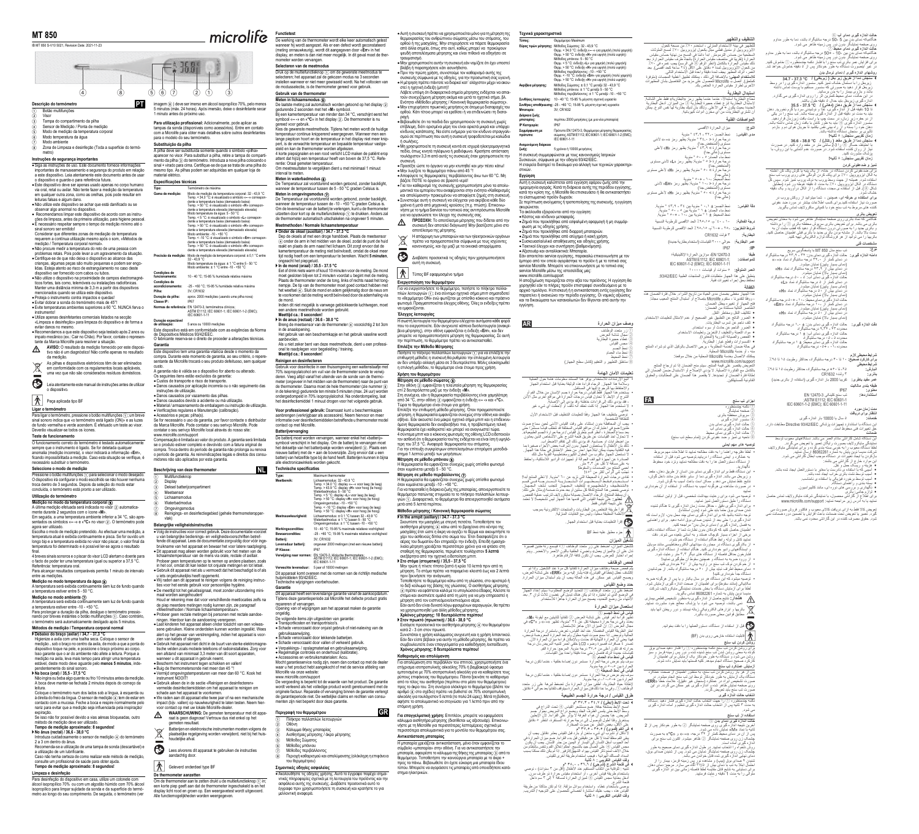# MT 850

microlife

IB MT 850 S-V10 5021, Revision Date: 2021-11-23

## PT

### Descrição do termómetro

1. Botão multifunções
2. Visor
3. Tampa do compartimento da pilha
4. Sensor de Medição / Ponta de medição
5. Modo de medição da temperatura corporal
6. Modo medição temperatura da água
7. Modo ambiente
8. Zona de Limpeza e desinfeção (Toda a superfície do termómetro)

### Instruções de segurança importantes

- Siga as instruções de uso. Este documento fornece informações importantes de manuseamento e segurança do produto em relação a este dispositivo. Leia atentamente este documento antes de usar o dispositivo e guarde-o para referência futura.
- Este dispositivo deve ser apenas usado apenas no corpo humano: via oral, retal ou axilar. Não tente fazer a medição da temperatura em qualquer outra zona, como as orelhas, pois pode resultar em leituras falsas e algum dano.
- Não utilize este dispositivo se achar que está danificado ou se observar algo anormal no dispositivo.
- Recomendamos limpar este dispositivo de acordo com as instruções de limpeza, antes da primeira utilização, para higiene pessoal.
- É necessário respeitar sempre o tempo de medição mínimo até o sinal sonoro ser emitido!
  Considerar que diferentes zonas de medidação de temperatura requerem a continua utilização mesmo após o som, «Métodos de medição / Temperatura corporal normal».
- Não procure medir a temperatura do reto de uma pessoa com problemas retais. Pois pode levar a um agravamento da situação.
- Certifique-se de que não deixa o dispositivo ao alcance das crianças, algumas peças são muito pequenas e podem ser engolidas. Esteja atento ao risco de estrangulamento no caso deste dispositivo ser fornecido com cabos ou tubos.
- Não utilize o dispositivo na proximidade de campos electromagnéticos fortes, tais como, telemóveis ou instalações radiofónicas. Manter uma distância mínima de 3,3 m a partir dos dispositivos mencionados quando se utiliza este dispositivo.
- Proteja o instrumento contra impactos e quedas!
- Evitar dobrar a sonda do termómetro mais de 45°!
- Evite temperaturas ambientes superiores a 60 °C. NUNCA ferva o instrumento!
- Utilize apenas desinfetantes comerciais listados na secção «Limpeza e desinfeção» para limpeza do dispositivo e de forma a evitar danos no mesmo.
- Recomendamos a que este dispositivo seja testado após 2 anos ou impato mecânico (ex.: Cair no Chão). Por favor, contate o representante da Marca Microlife pode fazer o teste.

⚠ **AVISO:** O resultado da medição fornecido por este dispositivo não é um diagnóstico! Não confie apenas no resultado da medição.

As pilhas e dispositivos eletrónicos têm de ser eliminados em conformidade com os regulamentos locais aplicáveis, uma vez que não são considerados resíduos domésticos.

Leia atentamente este manual de instruções antes de utilizar o dispositivo.

Peça aplicada tipo BF

### Ligar o termómetro

Para ligar o termómetro, pressione o botão multifunções ① um breve sinal sonoro indica que o termómetro está ligado (ON) e as luzes de fundo vermelha e verde acendem. É efetuado um teste ao visor. Deverá visualizar-se todos os ícones.

### Teste de funcionamento

O funcionamento correcto do termómetro é testado automaticamente sempre que o instrumento é ligado. Se for detetada qualquer anomalia (medição incorreta), o visor indicará a informação «Err», ficando impossibilitada a medição. Caso esta situação se verifique, é necessário substituir o termómetro.

### Seleccione o modo de medição

Pressione o botão multifunções ① para selecionar o modo desejado. O dispositivo vai configurar o modo escolhido se não houver nenhuma troca dentro de 3 segundos. Depois da seleção do modo estar concluída, o termómetro está pronto a ser utilizado.

### Utilização do termómetro

**Medição no modo da temperatura corporal ⑤**
A última medição efetuada será indicada no visor ② automaticamente durante 2 segundos com o ícone «M».
Em seguida, a uma temperatura ambiente inferior a 34 °C, são apresentados os símbolos «- - -» e «°C» no visor ②. O termómetro pode agora ser utilizado.
Escolha o modo de medição pretendido. Ao efectuar uma medição, a temperatura atual é exibida continuamente e pisca. Se for ouvido um longo bip e a temperatura exibida no visor não piscar, o valor final da temperatura foi determinado e é possível ler-se agora o resultado final.
4 breves sinais sonoros e o piscar do visor LCD alertam o doente para o facto de poder ter uma temperatura igual ou superior a 37,5 °C. Referente: temperatura oral.
Para alcançar resultados comparáveis permita 1 minuto de intervalo entre as medições.

**Medição no modo temperatura da água ⑥**
A temperatura será exibida continuamente sem luz de fundo quando a temperatura estiver entre 5 - 50 °C.

**Medição no modo ambiente ⑦**
A temperatura será exibida continuamente sem luz de fundo quando a temperatura estiver entre -10 - +50 °C.
Para prolongar a duração da pilha, desligue o termómetro pressionando por breves instantes o botão multifunções ①. Caso contrário, o termómetro será automaticamente desligado após 5 minutos.

### Métodos de medição / Temperatura corporal normal

▶ **Debaixo do braço (axilar) / 34,7 - 37,3 °C**
Higienize a axila com uma toalha seca. Coloque o sensor de medição, sob o braço no centro da axila, de modo a que a ponta do dispositivo toque na pele, e posicione o braço próximo ao corpo. Isso garante que o ar do ambiente não afete a leitura. Porque a medição na axila, leva mais tempo para atingir uma temperatura estável, deste modo deve aguarde pelo **menos 5 minutos**, independentemente do sinal sonoro.

▶ **Na boca (oral) / 35,5 - 37,5 °C**
Não ingira ou beba algo quente ou frio 10 minutos antes da medição. A boca deve manter-se fechada 2 minutos depois do começo da leitura.
Coloque o termómetro num dos lados sob a língua, à esquerda ou à direita do freio da língua. O sensor de medição ④ deve estar em contacto com a mucosa. Feche a boca e respire normalmente pelo nariz para evitar que a medição seja influenciada pela inspiração/expiração.
Se isso não for possível devido a vias aéreas bloqueadas, outro método de medição deve ser utilizado.
**Tempo de medição aproximado: 8 segundos!**

▶ **No ânus (rectal) / 36,6 - 38,0 °C**
Introduza cuidadosamente o sensor de medição ④ do termómetro 2 a 3 cm dentro do ânus.
Recomenda-se a utilização de uma tampa de sonda (descartável) e a utilização de um lubrificante.
Caso não tenha certeza de como realizar este método de medição, consulte um profissional de saúde para obter ajuda.
**Tempo de medição aproximado: 8 segundos!**

### Limpeza e desinfeção

Para desinfeção do dispositivo em casa, utilize um cotonete com álcool isopropílico 70% ou um com algodão húmido com 70% álcool isopropílico para limpar sujidade da sonda e da superfície do termómetro ao longo do seu comprimento. De seguida, o termómetro (ver imagem ⑧) deve ser imerso em álcool isopropílico 70%, pelo menos 5 minutos (máx. 24 horas). Após imersão, deixe o desinfetante secar 1 minuto antes do próximo uso.

**Para utilização profissional:** Adicionalmente, pode aplicar as tampas da sonda (disponíveis como acessórios). Entre em contato com a Microlife para obter mais detalhes sobre outros desinfetantes para o modelo do seu termómetro.

### Substituição da pilha

A pilha deve ser substituída somente quando o símbolo «pilha» aparecer no visor. Para substituir a pilha, retire a tampa do compartimento da pilha ③ do termómetro. Introduza a nova pilha colocando o sinal + virado para cima. Certifique-se de que se trata de uma pilha do mesmo tipo. As pilhas podem ser adquiridas em qualquer loja de material elétrico.

### Especificações técnicas

| | |
|---|---|
| **Tipo:** | Termómetro de máxima |
| **Gama de medição:** | Modo de medição da temperatura corporal: 32 - 43,9 °C<br>Temp. < 34,0 °C: é visualizado o símbolo «- - -» correspondente a temperatura baixa (demasiado baixa)<br>Temp. > 50 °C: é visualizado o símbolo «H» correspondente a temperatura elevada (demasiado elevada)<br>Modo medição temperatura da água: 5 - 50 °C<br>Temp. < 5 °C: é visualizado o símbolo «L» correspondente a temperatura baixa (demasiado baixa)<br>Temp. > 50 °C: é visualizado o símbolo «H» correspondente a temperatura elevada (demasiado elevada)<br>Modo ambiente: -10 - +50 °C<br>Temp. < -10 °C: é visualizado o símbolo «Err» correspondente a temperatura baixa (demasiado baixa)<br>Temp. > 50 °C: é visualizado o símbolo «H» correspondente a temperatura elevada (demasiado elevada) |
| **Precisão de medição:** | Modo de medição da temperatura corporal: ± 0,1 °C entre 32 - 43,9 °C<br>Modo temperatura da água: ± 1 °C entre 5 - 50 °C<br>Modo ambiente: ± 1 °C entre -10 - +50 °C |
| **Condições de funcionamento:** | 10 - 40 °C; 15-95 % humidade relativa máxima |
| **Condições de acondicionamento:** | -25 - +60 °C; 15-95 % humidade relativa máxima |
| **Pilha:** | 3V, CR1632 |
| **Duração da pilha:** | aprox. 2000 medições (usando uma pilha nova) |
| **Classe IP:** | IP67 |
| **Normas de referência:** | EN 12470-3, termómetros clínicos; ASTM E1112, IEC 60601-1; IEC 60601-1-2 (EMC); IEC 60601-1-11 |
| **Duração expectável de utilização:** | 5 anos ou 10000 medições |

Este dispositivo está em conformidade com as exigências da Norma de Dispositivos Médicos 93/42/EEC.
O fabricante reserva-se o direito de proceder a alterações técnicas.

### Garantia

Este dispositivo tem uma garantia vitalícia desde o momento da compra. Durante este momento de garantia, ao seu critério, o representante da Microlife irá reparar ou trocar o produto defeituoso, sem qualquer custo.
A garantia não é válida se o dispositivo for aberto ou alterado.
Os seguintes itens estão excluídos da garantia:
- Custos de transporte e risco de transporte.
- Danos causados por aplicação incorreta ou o não seguimento das instruções de utilização.
- Danos causados por vazamento das pilhas.
- Danos causados devido a acidente ou má utilização.
- Material / armazenamento de embalagem ou instrução de utilização.
- Verificações regulares e Manutenção (calibração).
- Acessórios e peças (pilhas).

Se for necessário o uso da garantia, por favor contacte o distribuidor da Marca Microlife. Pode contatar o seu serviço Microlife. Pode contatar o seu serviço Microlife local através do nosso site: www.microlife.com/support
Compensação é limitada ao valor do produto. A garantia será limitada se o produto estiver completo e devolvido com a fatura original de compra. Troca dentro do período de garantia não prolonga ou renova o período de garantia. As reivindicações legais e direitos dos consumidores não são aplicados por esta garantia.

## NL

### Beschrijving van deze thermometer

1. Multifunctieknop
2. Display
3. Deksel batterijcompartiment
4. Meetsensor
5. Lichaamsmodus
6. Waterbadmodus
7. Omgevingsmodus
8. Reinigings- en desinfectiegebied (gehele thermometeroppervlak)

### Belangrijke veiligheidsinstructies

- Volg de instructies voor correct gebruik. Deze documentatie voorziet u van belangrijke bedienings- en veiligheidsvoorschriften betreffende dit apparaat. Lees de documentatie zorgvuldig door vóór ingebruikname van het apparaat en bewaar het voor latere raadpleging.
- Dit apparaat mag alleen worden gebruikt voor het meten van de lichaamstemperatuur van de mens via orale, rectale of axillaire. Probeer geen temperaturen op te nemen op andere plaatsen, zoals in het oor, omdat dit kan leiden tot onjuiste metingen en tot letsel.
- Gebruik dit apparaat niet als u vermoedt dat het beschadigd is of als u iets ongebruikelijks heeft opgemerkt.
- Wij raden aan dit apparaat te reinigen volgens de reinigings instructies voor het eerste gebruik voor persoonlijke hygiëne.
- De meettijd tot het geluidssignaal, moet zonder uitzondering minimaal worden aangehouden!
  Houd er rekening mee dat voor verschillende meetlocaties zelfs na de piep meerdere metingen nodig kunnen zijn, zie paragraaf «Meetmethoden / Normale lichaamstemperatuur».
- Probeer geen rectale metingen te verrichten bij personen met rectale aandoeningen. Hierdoor kan de aandoening verergeren.
- Laat kinderen het apparaat alleen onder toezicht van een volwassene gebruiken. Kleine onderdelen kunnen worden ingeslikt. Wees alert op het gevaar van verstrengeling, indien het apparaat is voorzien van kabels of slangen.
- Gebruik het apparaat niet dicht in de buurt van sterke elektromagnetische velden zoals mobiele telefoons of radioinstallaties. Zorg voor een afstand van minimaal 3,3 meter van dit soort apparaten, wanneer u dit apparaat in gebruik neemt.
- Bescherm het instrument tegen schokken en vallen!
- Buig de thermometersonde niet meer dan 45 °!
- Vermijd omgevingstemperaturen van meer dan 60 °C. Kook het instrument NOOIT!
- Gebruik alleen de in de sectie «Reinigen en desinfecteren» vermelde desinfectiemiddelen om het apparaat te reinigen om schade aan het apparaat te voorkomen.
- We raden aan dit apparaat elke twee jaar of na een mechanische impact (bijv. vallen) op nauwkeurigheid te laten testen. Neem hiervoor contact op met uw lokale Microlife-dealer.

⚠ **WAARSCHUWING:** De gemeten temperatuur met dit apparaat is geen diagnose! Vertrouw dus niet enkel op het gemeten resultaat.

Batterijen en elektronische instrumenten moeten volgens de plaatselijke regelgeving worden verwijderd, niet bij het huishoudelijke afval.

Lees alvorens dit apparaat te gebruiken de instructies aandachtig door.

Geleverd onderdeel type BF

### De thermometer aanzetten

Om de thermometer aan te zetten drukt u de multifunctieknop ① in; een korte piep geeft aan dat de thermometer ingeschakeld is en het display licht rood en groen op. Een weergavetest wordt uitgevoerd. Alle functiemogelijkheden worden weergegeven.

### Functietest

De werking van de thermometer wordt elke keer automatisch getest wanneer hij wordt aangezet. Als er een defect wordt geconstateerd (meting onnauwkeurig), wordt dit aangegeven door «Err» in het display, en meten is dan niet meer mogelijk. In dit geval moet de thermometer worden vervangen.

### Selecteren van de meetmodus

Druk op de multifunctieknop ① om de gewenste meetmodus te selecteren; het apparaat zal de gekozen modus na 3 seconden instellen wanneer er niet meer gewisseld wordt. Na het voltooien van de modusselectie, is de thermometer gereed voor gebruik.

### Gebruik van de thermometer

**Meten in lichaamsmodus ⑤**
De laatste meting zal automatisch worden getoond op het display ② gedurende 2 seconden met het «M» symbool.
Bij een kamertemperatuur van minder dan 34 °C, verschijnt eerst het symbool «- - -» en «°C» in het display ②. De thermometer is nu gereed voor gebruik.
Kies de gewenste meetmethode. Tijdens het meten wordt de huidige temperatuur continue knipperend weergegeven. Wanneer men een lange piepton hoort en de temperatuur in het display niet meer knippert, is de verwachte temperatuur en bepaalde temperatuur vastgesteld en kan de thermometer worden afgelezen.
4 korte piepsignalen en een rood verlicht LCD maken de patiënt erop attent dat hij/zij een temperatuur heeft van boven de 37,5 °C. Referentie: Oraal gemeten temperatuur.
Om meetresultaten te vergelijken dient u met minimaal 1 minuut interval te meten.

**Meten in waterbadmodus ⑥**
De temperatuur zal voortdurend worden getoond, zonder backlight, wanneer de temperatuur tussen de 5 - 50 °C graden Celsius is.

**Meten in omgevingsmodus ⑦**
De temperatuur zal voortdurend worden getoond, zonder backlight, wanneer de temperatuur tussen de -10 - +50 °C graden Celsius is.
Om de levensduur van de batterij te verlengen, kunt u de thermometer uitzetten door kort op de multifunctieknop ① te drukken. Anders zal de thermometer automatisch uitschakelen na ongeveer 5 minuten.

### Meetmethoden / Normale lichaamstemperatuur

▶ **Onder de oksel (axillair) / 34,7 - 37,3 °C**
Dep de oksels af met een droge handdoek. Plaats de meetsensor ④ onder de arm in het midden van de oksel, zodat de punt de huid raakt en plaats de arm naast het lichaam. Dit zorgt ervoor dat de kamertemperatuur de meting niet beïnvloedt, omdat de oksel meer tijd nodig heeft om een stabiele temperatuur te bereiken. Wacht **5 minuten**, ongeacht het piepgeluid.

▶ **In de mond (oraal) / 35,5 - 37,5 °C**
Eet of drink niets warm of koud 10 minuten voor de meting. De mond moet gesloten blijven tot 2 minuten voordat u begint met de meting. Plaats de thermometer onder de tong, links of rechts naast het tongriempje. De tip van de thermometer moet goed contact hebben met het weefsel ④. Sluit de mond en adem rustig door de neus om te voorkomen dat de meting wordt beïnvloed door de ademhaling via de mond.
Indien dit niet mogelijk is vanwege geblokkeerde luchtwegen, moet een andere meetmethode worden gebruikt.
**Meettijd ca.: 8 seconden!**

▶ **In de anus (rectaal) / 36,6 - 38,0 °C**
Breng de meetsensor ④ van de thermometer voorzichtig 2 tot 3cm in de anus.
Het gebruik van een beschermkapje en het gebruik vaseline wordt aanbevolen.
Als u niet zeker bent van deze meetmethode, dient u een professional te raadplegen voor begeleiding / training.
**Meettijd ca.: 8 seconden!**

### Reinigen en desinfecteren

Gebruik voor desinfectie met een thuisomgeving een wattenstaafje met 70% isopropylalcohol (en vuil van de thermometer sonde te verwijderen). Veeg altijd vanaf het uiteinde van de sonde van de thermometer (ongeveer in het midden van de thermometer (zie nummer ⑧) in de tekening) gedurende tenminste 5 minuten (max. 24 uur) worden ondergedompeld in 70% isopropylalcohol. Na onderdompeling, laat het desinfectiemiddel 1 minuut drogen voor het volgende gebruik.

**Voor professioneel gebruik:** Daarnaast kunt u beschermkapjes aanbrengen (verkrijgbaar als accessoire). Neem hiervoor en meer informatie over desinfectiemiddelen betreffende u thermometer model contact op met Microlife.

### Batterijvervanging

De batterij moet worden vervangen, wanneer enkel het «batterij»-symbool verschijnt in het display. Om de batterij te vervangen moet het deksel ③ van het batterijvak worden verwijderd ③. Plaats een nieuwe batterij met de + aan de bovenzijde. Zorg ervoor dat u een batterij van hetzelfde type bij de hand heeft. Batterijen kunnen in bijna alle elektronicawinkels worden gekocht.

### Technische specificaties

| | |
|---|---|
| **Type:** | Maximum thermometer |
| **Meetbereik:** | Lichaamsmodus: 32 - 43,9 °C<br>Temp. < 34,0 °C: display «- - -» voor laag (te laag)<br>Temp. > 43,9 °C: display «H» voor hoog (te hoog)<br>Waterbadmodus: 5 - 50 °C<br>Temp. < 5 °C: display «L» voor laag (te laag)<br>Temp. > 50 °C: display «H» voor hoog (te hoog)<br>Omgevingsmodus: -10 - +50 °C<br>Temp. < -10 °C: display «Err» voor laag (te laag)<br>Temp. > 50 °C: display «H» voor hoog (te hoog) |
| **Meetnauwkeurigheid:** | Lichaamsmodus: ± 0,1 °C tussen 32 - 43,9 °C<br>Waterbadmodus: ± 1 °C tussen 5 - 50 °C<br>Omgevingsmodus: ± 1 °C tussen -10 - +50 °C |
| **Werkingscondities:** | 10 - 40 °C; 15-95 % maximale relatieve vochtigheid |
| **Bewaarcondities:** | -25 - +60 °C; 15-95 % maximale relatieve vochtigheid |
| **Batterij:** | 3V, CR1632 |
| **Levensduur batterij:** | ongeveer 2000 metingen (met een nieuwe batterij) |
| **IP Klasse:** | IP67 |
| **Verwijzing naar normen:** | EN 12470-3, klinische thermometers; ASTM E1112, IEC 60601-1; IEC 60601-1-2 (EMC); IEC 60601-1-11 |
| **Verwachte levensduur:** | 5 jaar of 10000 metingen |

Dit apparaat komt overeen met de normen van de richtlijn medische hulpmiddelen 93/42/EEC.
Technische wijzigingen voorbehouden.

### Garantie

Dit apparaat heeft een levenslange garantie vanaf de aankoopdatum. Tijdens deze garantieperiode zal Microlife het defecte product gratis repareren of vervangen.
Opening van of wijzigingen aan het apparaat maken de garantie ongeldig.
De volgende items zijn uitgesloten van garantie:
- Transportkosten en transportrisico's.
- Schade veroorzaakt door onjuist gebruik of niet-naleving van de gebruiksaanwijzing.
- Schade veroorzaakt door lekkende batterijen.
- Schade veroorzaakt door een ongeval of verkeerd gebruik.
- Verpakkings- / opslagmateriaal en gebruiksaanwijzing.
- Regelmatige controles en onderhoud (kalibratie).
- Accessoires en verbruiksmaterialen: Accu.

Mocht garantieservice nodig zijn, neem dan contact op met de dealer waar u dit product hebt aangekocht of met de service afdeling van Microlife via onze website:
www.microlife.com/support
De vergoeding is beperkt tot de waarde van het product. De garantie wordt verleend als het volledige product wordt geretourneerd met de originele factuur. Reparatie of vervanging binnen de garantie verlengt de garantieperiode niet. De wettelijke claims en rechten van consumenten zijn niet beperkt door deze garantie.

## GR

### Περιγραφή του θερμομέτρου

1. Πλήκτρο πολλαπλών λειτουργιών
2. Οθόνη
3. Κάλυμμα θήκης μπαταρίας
4. Αισθητήρας μέτρησης / άκρο μέτρησης
5. Μέθοδος Σώματος
6. Μέθοδος μπάνιου
7. Μέθοδος περιβάλλοντος
8. Περιοχή καθαρισμού και απολύμανσης (ολόκληρη η επιφάνεια του θερμομέτρου)

### Σημαντικές οδηγίες ασφαλείας

- Ακολουθήστε τις οδηγίες χρήσης. Αυτό το έγγραφο παρέχει σημαντικές πληροφορίες σχετικά με τη λειτουργία του προϊόντος και την ασφάλεια αυτής της συσκευής. Διαβάστε προσεκτικά αυτό το έγγραφο πριν χρησιμοποιήσετε τη συσκευή και κρατήστε το για μελλοντική αναφορά.

### Τεχνικά χαρακτηριστικά

| | |
|---|---|
| **Τύπος:** | Θερμόμετρο Maximum |
| **Ακρίβεια μέτρησης:** | Μέθοδος Σώματος: ± 0,1 °C μεταξύ 32 - 43,9 °C<br>Μέθοδος μπάνιου: ± 1 °C μεταξύ 5 - 50 °C<br>Μέθοδος περιβάλλοντος: ± 1 °C μεταξύ -10 - +50 °C |
| **Συνθήκες λειτουργίας:** | 10 - 40 °C; 15-95 % μέγιστη σχετική υγρασία |
| **Συνθήκες αποθήκευσης:** | -25 - +60 °C; 15-95 % μέγιστη σχετική υγρασία |
| **Μπαταρία:** | 3V, CR1632 |
| **IP Κατηγορία:** | IP67 |
| **Διάρκεια ζωής:** | 5 χρόνια ή 10000 μετρήσεις |

## AR

## FA